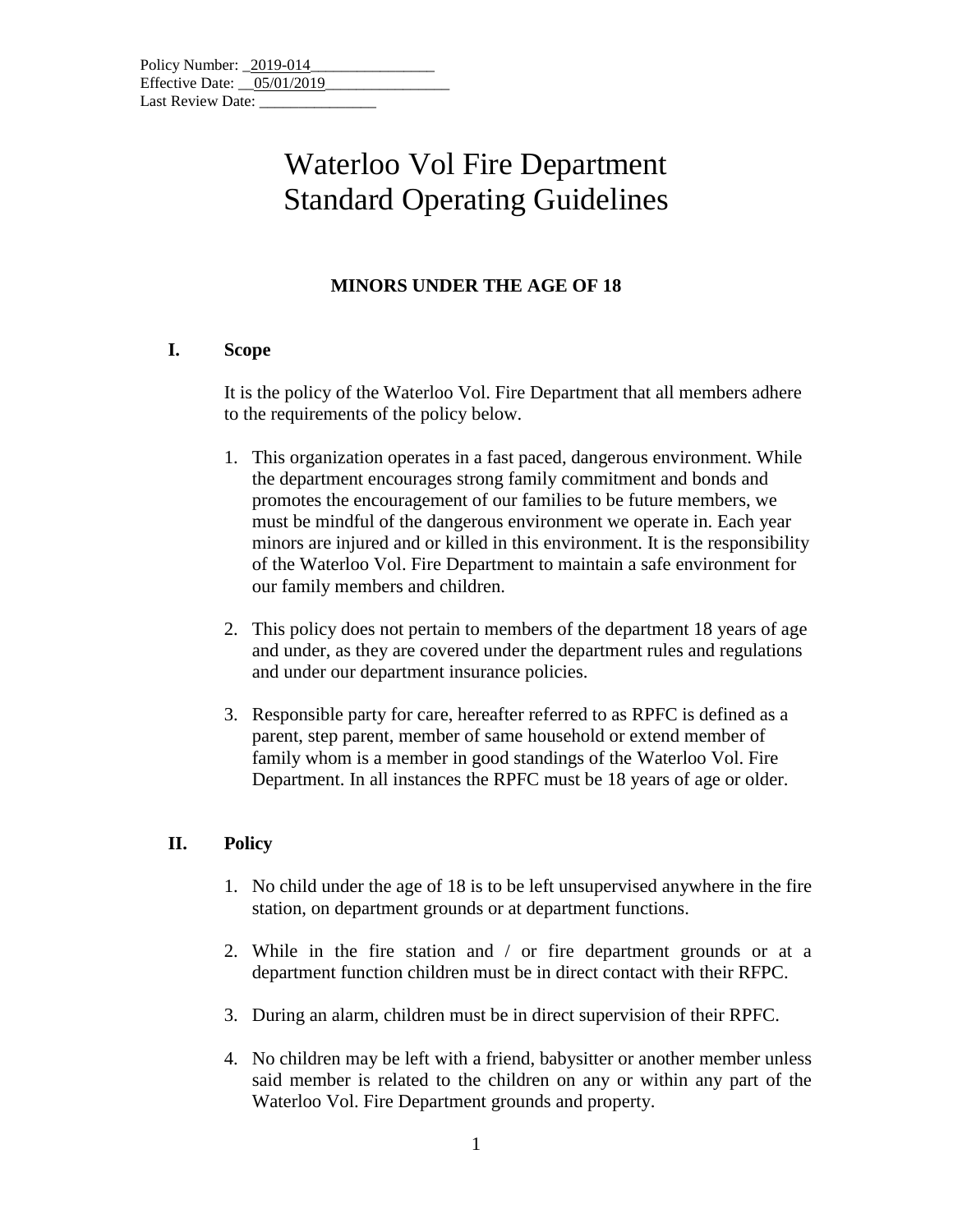Policy Number: 2019-014
Effective Date: 05/01/2019
Last Review Date: _______________

# Waterloo Vol Fire Department Standard Operating Guidelines

## MINORS UNDER THE AGE OF 18

### I. Scope

It is the policy of the Waterloo Vol. Fire Department that all members adhere to the requirements of the policy below.

1. This organization operates in a fast paced, dangerous environment. While the department encourages strong family commitment and bonds and promotes the encouragement of our families to be future members, we must be mindful of the dangerous environment we operate in. Each year minors are injured and or killed in this environment. It is the responsibility of the Waterloo Vol. Fire Department to maintain a safe environment for our family members and children.

2. This policy does not pertain to members of the department 18 years of age and under, as they are covered under the department rules and regulations and under our department insurance policies.

3. Responsible party for care, hereafter referred to as RPFC is defined as a parent, step parent, member of same household or extend member of family whom is a member in good standings of the Waterloo Vol. Fire Department. In all instances the RPFC must be 18 years of age or older.

### II. Policy

1. No child under the age of 18 is to be left unsupervised anywhere in the fire station, on department grounds or at department functions.

2. While in the fire station and / or fire department grounds or at a department function children must be in direct contact with their RFPC.

3. During an alarm, children must be in direct supervision of their RPFC.

4. No children may be left with a friend, babysitter or another member unless said member is related to the children on any or within any part of the Waterloo Vol. Fire Department grounds and property.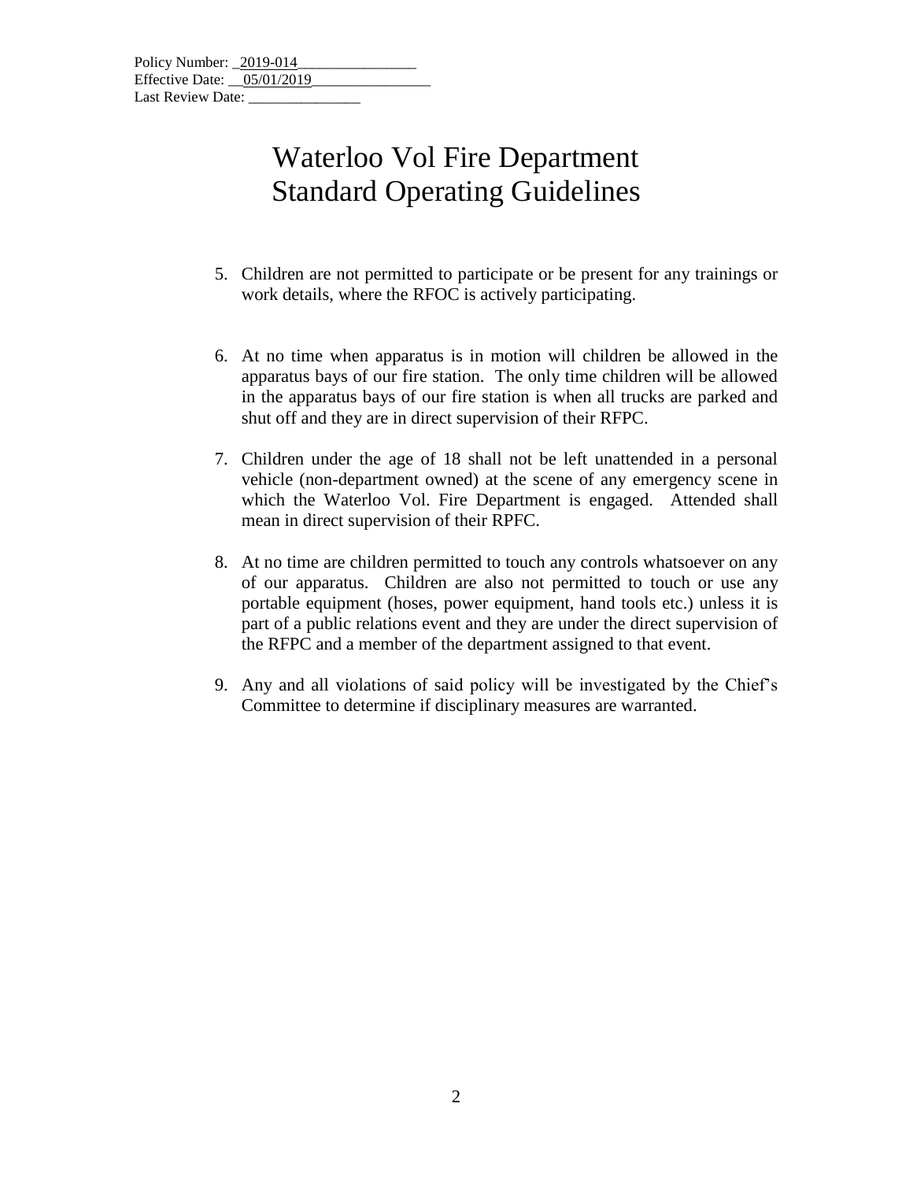Policy Number: _2019-014________________
Effective Date: __05/01/2019________________
Last Review Date: _______________

# Waterloo Vol Fire Department
# Standard Operating Guidelines

5. Children are not permitted to participate or be present for any trainings or work details, where the RFOC is actively participating.

6. At no time when apparatus is in motion will children be allowed in the apparatus bays of our fire station. The only time children will be allowed in the apparatus bays of our fire station is when all trucks are parked and shut off and they are in direct supervision of their RFPC.

7. Children under the age of 18 shall not be left unattended in a personal vehicle (non-department owned) at the scene of any emergency scene in which the Waterloo Vol. Fire Department is engaged. Attended shall mean in direct supervision of their RPFC.

8. At no time are children permitted to touch any controls whatsoever on any of our apparatus. Children are also not permitted to touch or use any portable equipment (hoses, power equipment, hand tools etc.) unless it is part of a public relations event and they are under the direct supervision of the RFPC and a member of the department assigned to that event.

9. Any and all violations of said policy will be investigated by the Chief's Committee to determine if disciplinary measures are warranted.